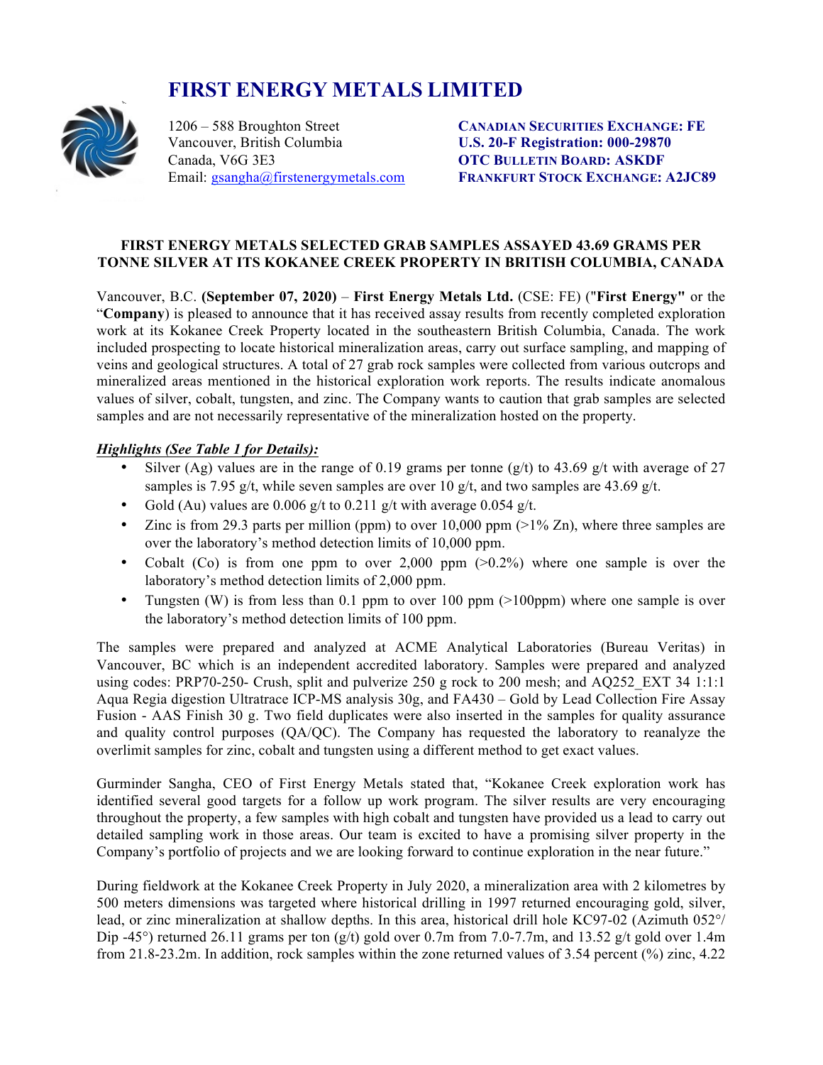# FIRST ENERGY METALS LIMITED

1206 – 588 Broughton Street
Vancouver, British Columbia
Canada, V6G 3E3
Email: gsangha@firstenergymetals.com

**CANADIAN SECURITIES EXCHANGE: FE**
**U.S. 20-F Registration: 000-29870**
**OTC BULLETIN BOARD: ASKDF**
**FRANKFURT STOCK EXCHANGE: A2JC89**

**FIRST ENERGY METALS SELECTED GRAB SAMPLES ASSAYED 43.69 GRAMS PER TONNE SILVER AT ITS KOKANEE CREEK PROPERTY IN BRITISH COLUMBIA, CANADA**

Vancouver, B.C. **(September 07, 2020)** – **First Energy Metals Ltd.** (CSE: FE) ("**First Energy"** or the "**Company**) is pleased to announce that it has received assay results from recently completed exploration work at its Kokanee Creek Property located in the southeastern British Columbia, Canada. The work included prospecting to locate historical mineralization areas, carry out surface sampling, and mapping of veins and geological structures. A total of 27 grab rock samples were collected from various outcrops and mineralized areas mentioned in the historical exploration work reports. The results indicate anomalous values of silver, cobalt, tungsten, and zinc. The Company wants to caution that grab samples are selected samples and are not necessarily representative of the mineralization hosted on the property.

***Highlights (See Table 1 for Details):***

- Silver (Ag) values are in the range of 0.19 grams per tonne (g/t) to 43.69 g/t with average of 27 samples is 7.95 g/t, while seven samples are over 10 g/t, and two samples are 43.69 g/t.
- Gold (Au) values are 0.006 g/t to 0.211 g/t with average 0.054 g/t.
- Zinc is from 29.3 parts per million (ppm) to over 10,000 ppm (>1% Zn), where three samples are over the laboratory's method detection limits of 10,000 ppm.
- Cobalt (Co) is from one ppm to over 2,000 ppm (>0.2%) where one sample is over the laboratory's method detection limits of 2,000 ppm.
- Tungsten (W) is from less than 0.1 ppm to over 100 ppm (>100ppm) where one sample is over the laboratory's method detection limits of 100 ppm.

The samples were prepared and analyzed at ACME Analytical Laboratories (Bureau Veritas) in Vancouver, BC which is an independent accredited laboratory. Samples were prepared and analyzed using codes: PRP70-250- Crush, split and pulverize 250 g rock to 200 mesh; and AQ252_EXT 34 1:1:1 Aqua Regia digestion Ultratrace ICP-MS analysis 30g, and FA430 – Gold by Lead Collection Fire Assay Fusion - AAS Finish 30 g. Two field duplicates were also inserted in the samples for quality assurance and quality control purposes (QA/QC). The Company has requested the laboratory to reanalyze the overlimit samples for zinc, cobalt and tungsten using a different method to get exact values.

Gurminder Sangha, CEO of First Energy Metals stated that, "Kokanee Creek exploration work has identified several good targets for a follow up work program. The silver results are very encouraging throughout the property, a few samples with high cobalt and tungsten have provided us a lead to carry out detailed sampling work in those areas. Our team is excited to have a promising silver property in the Company's portfolio of projects and we are looking forward to continue exploration in the near future."

During fieldwork at the Kokanee Creek Property in July 2020, a mineralization area with 2 kilometres by 500 meters dimensions was targeted where historical drilling in 1997 returned encouraging gold, silver, lead, or zinc mineralization at shallow depths. In this area, historical drill hole KC97-02 (Azimuth 052°/ Dip -45°) returned 26.11 grams per ton (g/t) gold over 0.7m from 7.0-7.7m, and 13.52 g/t gold over 1.4m from 21.8-23.2m. In addition, rock samples within the zone returned values of 3.54 percent (%) zinc, 4.22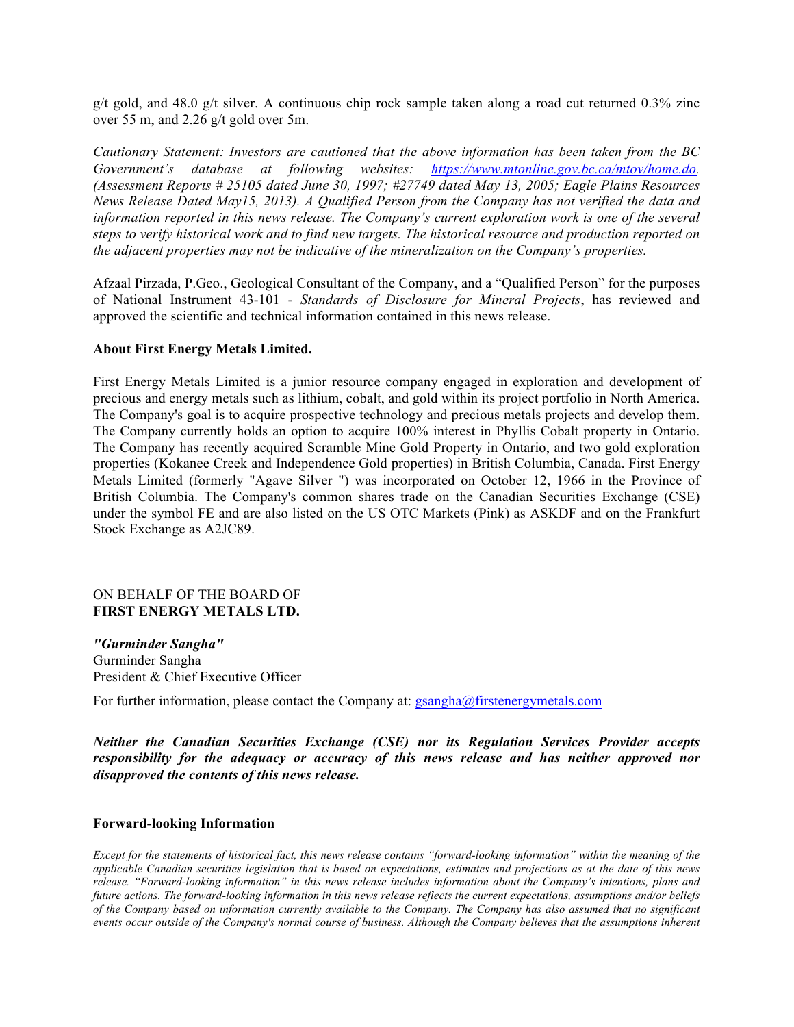g/t gold, and 48.0 g/t silver. A continuous chip rock sample taken along a road cut returned 0.3% zinc over 55 m, and 2.26 g/t gold over 5m.

*Cautionary Statement: Investors are cautioned that the above information has been taken from the BC Government's database at following websites: [https://www.mtonline.gov.bc.ca/mtov/home.do](https://www.mtonline.gov.bc.ca/mtov/home.do). (Assessment Reports # 25105 dated June 30, 1997; #27749 dated May 13, 2005; Eagle Plains Resources News Release Dated May15, 2013). A Qualified Person from the Company has not verified the data and information reported in this news release. The Company's current exploration work is one of the several steps to verify historical work and to find new targets. The historical resource and production reported on the adjacent properties may not be indicative of the mineralization on the Company's properties.*

Afzaal Pirzada, P.Geo., Geological Consultant of the Company, and a "Qualified Person" for the purposes of National Instrument 43-101 - *Standards of Disclosure for Mineral Projects*, has reviewed and approved the scientific and technical information contained in this news release.

**About First Energy Metals Limited.**

First Energy Metals Limited is a junior resource company engaged in exploration and development of precious and energy metals such as lithium, cobalt, and gold within its project portfolio in North America. The Company's goal is to acquire prospective technology and precious metals projects and develop them. The Company currently holds an option to acquire 100% interest in Phyllis Cobalt property in Ontario. The Company has recently acquired Scramble Mine Gold Property in Ontario, and two gold exploration properties (Kokanee Creek and Independence Gold properties) in British Columbia, Canada. First Energy Metals Limited (formerly "Agave Silver ") was incorporated on October 12, 1966 in the Province of British Columbia. The Company's common shares trade on the Canadian Securities Exchange (CSE) under the symbol FE and are also listed on the US OTC Markets (Pink) as ASKDF and on the Frankfurt Stock Exchange as A2JC89.

ON BEHALF OF THE BOARD OF
**FIRST ENERGY METALS LTD.**

***"Gurminder Sangha"***
Gurminder Sangha
President & Chief Executive Officer

For further information, please contact the Company at: [gsangha@firstenergymetals.com](mailto:gsangha@firstenergymetals.com)

***Neither the Canadian Securities Exchange (CSE) nor its Regulation Services Provider accepts responsibility for the adequacy or accuracy of this news release and has neither approved nor disapproved the contents of this news release.***

**Forward-looking Information**

*Except for the statements of historical fact, this news release contains "forward-looking information" within the meaning of the applicable Canadian securities legislation that is based on expectations, estimates and projections as at the date of this news release. "Forward-looking information" in this news release includes information about the Company's intentions, plans and future actions. The forward-looking information in this news release reflects the current expectations, assumptions and/or beliefs of the Company based on information currently available to the Company. The Company has also assumed that no significant events occur outside of the Company's normal course of business. Although the Company believes that the assumptions inherent*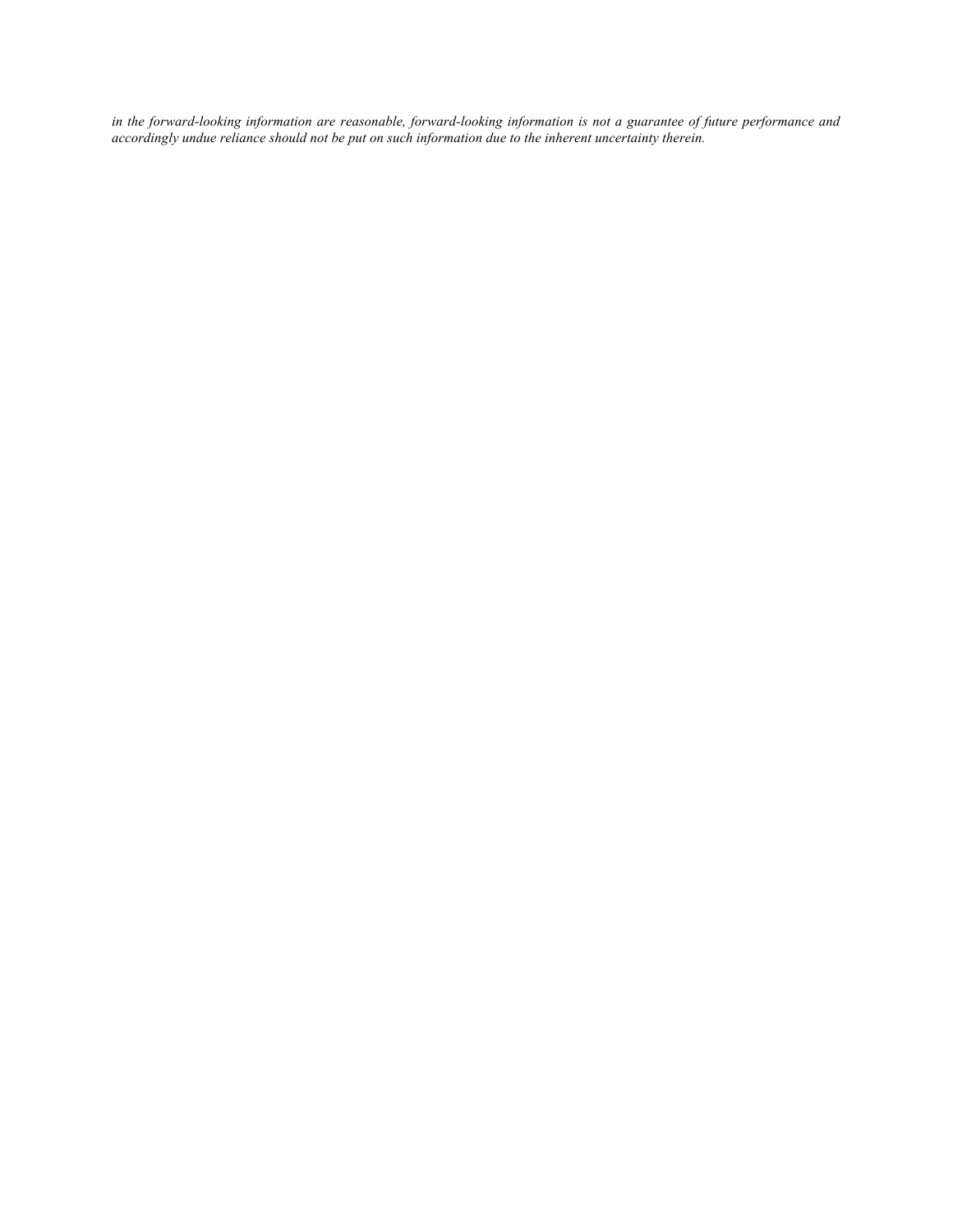*in the forward-looking information are reasonable, forward-looking information is not a guarantee of future performance and accordingly undue reliance should not be put on such information due to the inherent uncertainty therein.*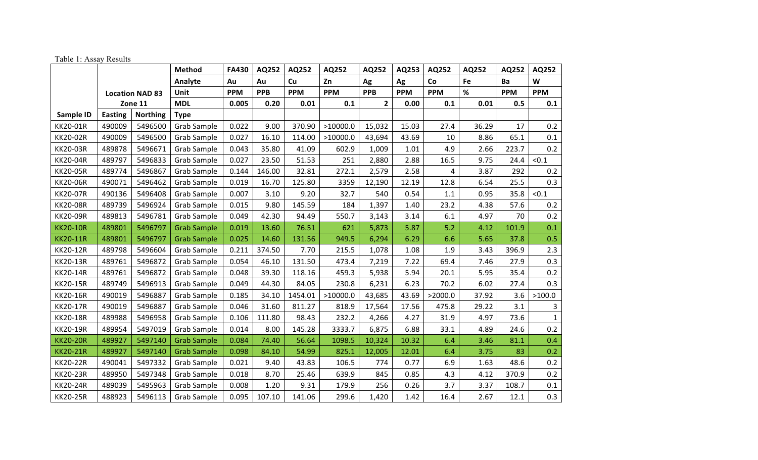Table 1: Assay Results

| | | | Method | FA430 | AQ252 | AQ252 | AQ252 | AQ252 | AQ253 | AQ252 | AQ252 | AQ252 | AQ252 |
|---|---|---|---|---|---|---|---|---|---|---|---|---|---|
| | Location NAD 83 Zone 11 | | Analyte | Au | Au | Cu | Zn | Ag | Ag | Co | Fe | Ba | W |
| | | | Unit | PPM | PPB | PPM | PPM | PPB | PPM | PPM | % | PPM | PPM |
| | | | MDL | 0.005 | 0.20 | 0.01 | 0.1 | 2 | 0.00 | 0.1 | 0.01 | 0.5 | 0.1 |
| Sample ID | Easting | Northing | Type | | | | | | | | | | |
| KK20-01R | 490009 | 5496500 | Grab Sample | 0.022 | 9.00 | 370.90 | >10000.0 | 15,032 | 15.03 | 27.4 | 36.29 | 17 | 0.2 |
| KK20-02R | 490009 | 5496500 | Grab Sample | 0.027 | 16.10 | 114.00 | >10000.0 | 43,694 | 43.69 | 10 | 8.86 | 65.1 | 0.1 |
| KK20-03R | 489878 | 5496671 | Grab Sample | 0.043 | 35.80 | 41.09 | 602.9 | 1,009 | 1.01 | 4.9 | 2.66 | 223.7 | 0.2 |
| KK20-04R | 489797 | 5496833 | Grab Sample | 0.027 | 23.50 | 51.53 | 251 | 2,880 | 2.88 | 16.5 | 9.75 | 24.4 | <0.1 |
| KK20-05R | 489774 | 5496867 | Grab Sample | 0.144 | 146.00 | 32.81 | 272.1 | 2,579 | 2.58 | 4 | 3.87 | 292 | 0.2 |
| KK20-06R | 490071 | 5496462 | Grab Sample | 0.019 | 16.70 | 125.80 | 3359 | 12,190 | 12.19 | 12.8 | 6.54 | 25.5 | 0.3 |
| KK20-07R | 490136 | 5496408 | Grab Sample | 0.007 | 3.10 | 9.20 | 32.7 | 540 | 0.54 | 1.1 | 0.95 | 35.8 | <0.1 |
| KK20-08R | 489739 | 5496924 | Grab Sample | 0.015 | 9.80 | 145.59 | 184 | 1,397 | 1.40 | 23.2 | 4.38 | 57.6 | 0.2 |
| KK20-09R | 489813 | 5496781 | Grab Sample | 0.049 | 42.30 | 94.49 | 550.7 | 3,143 | 3.14 | 6.1 | 4.97 | 70 | 0.2 |
| KK20-10R | 489801 | 5496797 | Grab Sample | 0.019 | 13.60 | 76.51 | 621 | 5,873 | 5.87 | 5.2 | 4.12 | 101.9 | 0.1 |
| KK20-11R | 489801 | 5496797 | Grab Sample | 0.025 | 14.60 | 131.56 | 949.5 | 6,294 | 6.29 | 6.6 | 5.65 | 37.8 | 0.5 |
| KK20-12R | 489798 | 5496604 | Grab Sample | 0.211 | 374.50 | 7.70 | 215.5 | 1,078 | 1.08 | 1.9 | 3.43 | 396.9 | 2.3 |
| KK20-13R | 489761 | 5496872 | Grab Sample | 0.054 | 46.10 | 131.50 | 473.4 | 7,219 | 7.22 | 69.4 | 7.46 | 27.9 | 0.3 |
| KK20-14R | 489761 | 5496872 | Grab Sample | 0.048 | 39.30 | 118.16 | 459.3 | 5,938 | 5.94 | 20.1 | 5.95 | 35.4 | 0.2 |
| KK20-15R | 489749 | 5496913 | Grab Sample | 0.049 | 44.30 | 84.05 | 230.8 | 6,231 | 6.23 | 70.2 | 6.02 | 27.4 | 0.3 |
| KK20-16R | 490019 | 5496887 | Grab Sample | 0.185 | 34.10 | 1454.01 | >10000.0 | 43,685 | 43.69 | >2000.0 | 37.92 | 3.6 | >100.0 |
| KK20-17R | 490019 | 5496887 | Grab Sample | 0.046 | 31.60 | 811.27 | 818.9 | 17,564 | 17.56 | 475.8 | 29.22 | 3.1 | 3 |
| KK20-18R | 489988 | 5496958 | Grab Sample | 0.106 | 111.80 | 98.43 | 232.2 | 4,266 | 4.27 | 31.9 | 4.97 | 73.6 | 1 |
| KK20-19R | 489954 | 5497019 | Grab Sample | 0.014 | 8.00 | 145.28 | 3333.7 | 6,875 | 6.88 | 33.1 | 4.89 | 24.6 | 0.2 |
| KK20-20R | 489927 | 5497140 | Grab Sample | 0.084 | 74.40 | 56.64 | 1098.5 | 10,324 | 10.32 | 6.4 | 3.46 | 81.1 | 0.4 |
| KK20-21R | 489927 | 5497140 | Grab Sample | 0.098 | 84.10 | 54.99 | 825.1 | 12,005 | 12.01 | 6.4 | 3.75 | 83 | 0.2 |
| KK20-22R | 490041 | 5497332 | Grab Sample | 0.021 | 9.40 | 43.83 | 106.5 | 774 | 0.77 | 6.9 | 1.63 | 48.6 | 0.2 |
| KK20-23R | 489950 | 5497348 | Grab Sample | 0.018 | 8.70 | 25.46 | 639.9 | 845 | 0.85 | 4.3 | 4.12 | 370.9 | 0.2 |
| KK20-24R | 489039 | 5495963 | Grab Sample | 0.008 | 1.20 | 9.31 | 179.9 | 256 | 0.26 | 3.7 | 3.37 | 108.7 | 0.1 |
| KK20-25R | 488923 | 5496113 | Grab Sample | 0.095 | 107.10 | 141.06 | 299.6 | 1,420 | 1.42 | 16.4 | 2.67 | 12.1 | 0.3 |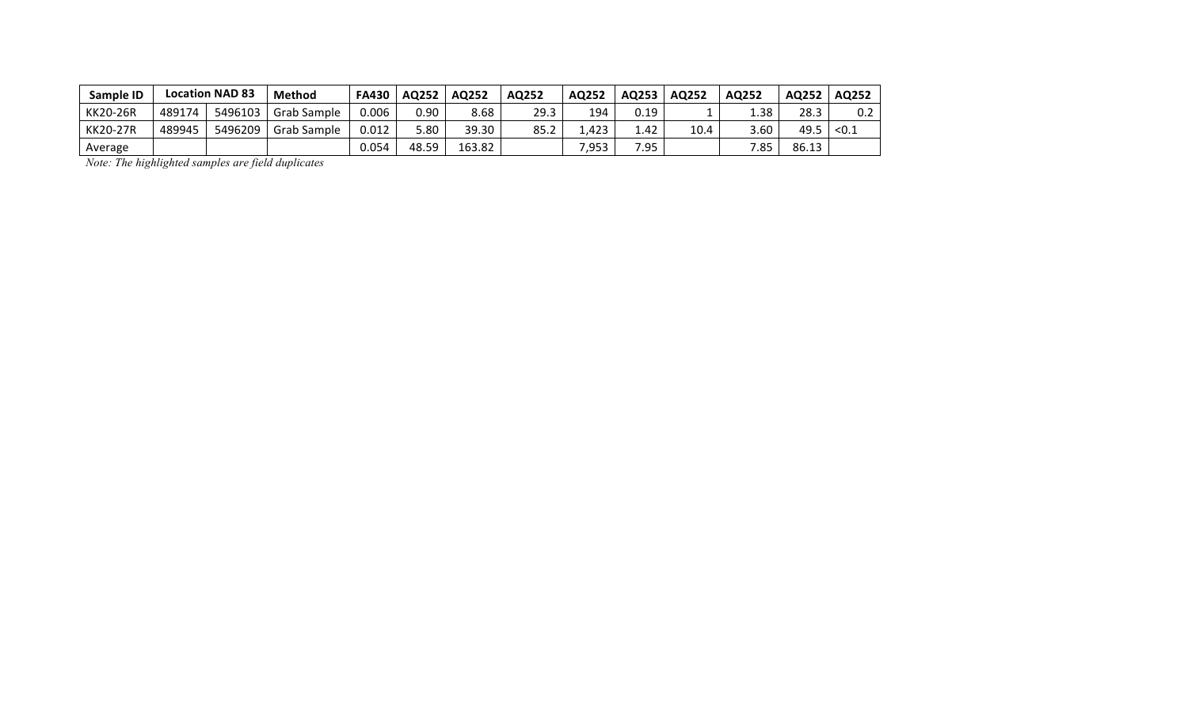| Sample ID | Location NAD 83 | | Method | FA430 | AQ252 | AQ252 | AQ252 | AQ252 | AQ253 | AQ252 | AQ252 | AQ252 | AQ252 |
|---|---|---|---|---|---|---|---|---|---|---|---|---|---|
| KK20-26R | 489174 | 5496103 | Grab Sample | 0.006 | 0.90 | 8.68 | 29.3 | 194 | 0.19 | 1 | 1.38 | 28.3 | 0.2 |
| KK20-27R | 489945 | 5496209 | Grab Sample | 0.012 | 5.80 | 39.30 | 85.2 | 1,423 | 1.42 | 10.4 | 3.60 | 49.5 | <0.1 |
| Average | | | | 0.054 | 48.59 | 163.82 | | 7,953 | 7.95 | | 7.85 | 86.13 | |

*Note: The highlighted samples are field duplicates*